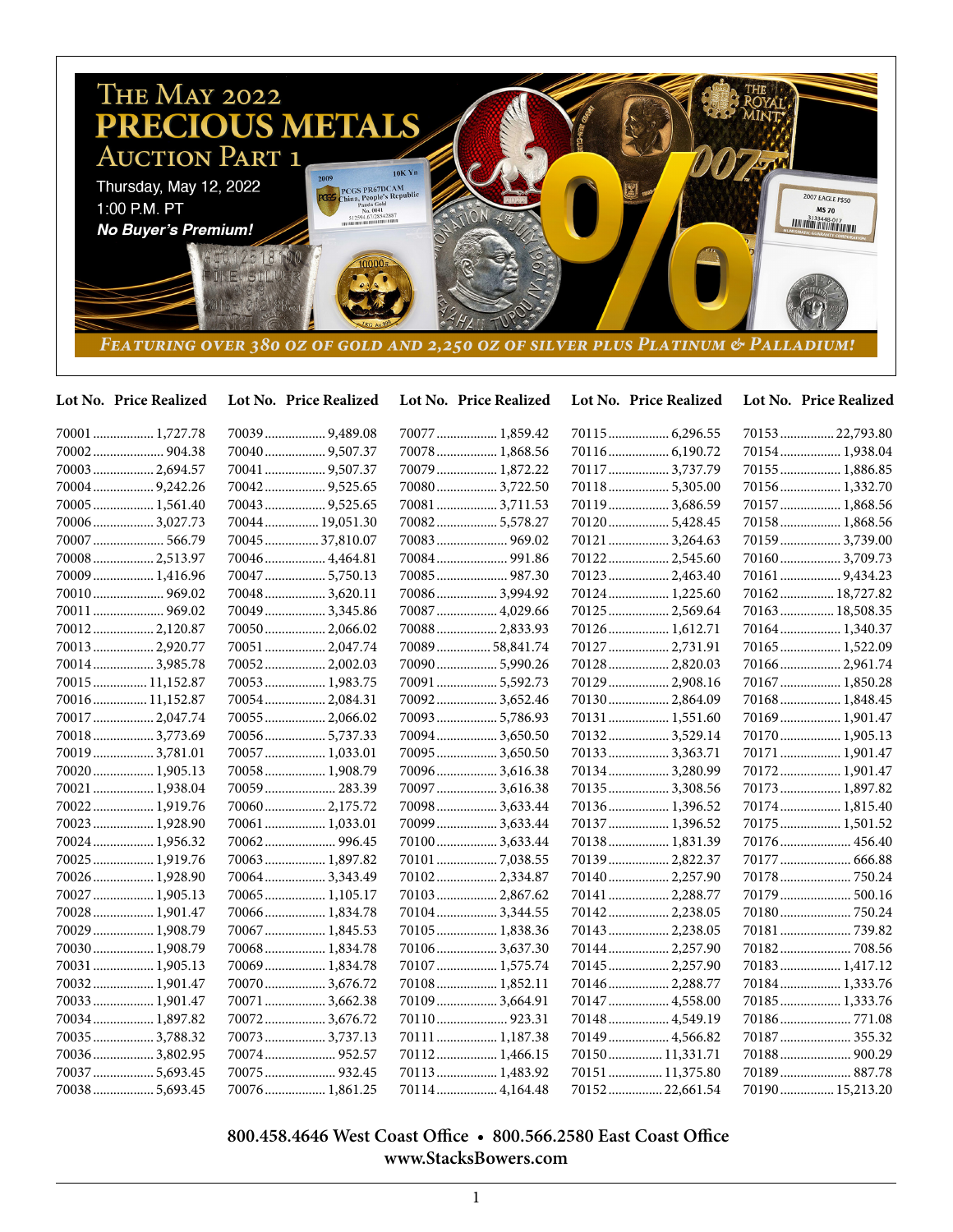# The May 2022 Precious Metals Auction Part 1

Thursday, May 12, 2022
1:00 P.M. PT
***No Buyer's Premium!***

*Featuring over 380 oz of gold and 2,250 oz of silver plus Platinum & Palladium!*

| Lot No. | Price Realized | Lot No. | Price Realized | Lot No. | Price Realized | Lot No. | Price Realized | Lot No. | Price Realized |
|---|---|---|---|---|---|---|---|---|---|
| 70001 | 1,727.78 | 70039 | 9,489.08 | 70077 | 1,859.42 | 70115 | 6,296.55 | 70153 | 22,793.80 |
| 70002 | 904.38 | 70040 | 9,507.37 | 70078 | 1,868.56 | 70116 | 6,190.72 | 70154 | 1,938.04 |
| 70003 | 2,694.57 | 70041 | 9,507.37 | 70079 | 1,872.22 | 70117 | 3,737.79 | 70155 | 1,886.85 |
| 70004 | 9,242.26 | 70042 | 9,525.65 | 70080 | 3,722.50 | 70118 | 5,305.00 | 70156 | 1,332.70 |
| 70005 | 1,561.40 | 70043 | 9,525.65 | 70081 | 3,711.53 | 70119 | 3,686.59 | 70157 | 1,868.56 |
| 70006 | 3,027.73 | 70044 | 19,051.30 | 70082 | 5,578.27 | 70120 | 5,428.45 | 70158 | 1,868.56 |
| 70007 | 566.79 | 70045 | 37,810.07 | 70083 | 969.02 | 70121 | 3,264.63 | 70159 | 3,739.00 |
| 70008 | 2,513.97 | 70046 | 4,464.81 | 70084 | 991.86 | 70122 | 2,545.60 | 70160 | 3,709.73 |
| 70009 | 1,416.96 | 70047 | 5,750.13 | 70085 | 987.30 | 70123 | 2,463.40 | 70161 | 9,434.23 |
| 70010 | 969.02 | 70048 | 3,620.11 | 70086 | 3,994.92 | 70124 | 1,225.60 | 70162 | 18,727.82 |
| 70011 | 969.02 | 70049 | 3,345.86 | 70087 | 4,029.66 | 70125 | 2,569.64 | 70163 | 18,508.35 |
| 70012 | 2,120.87 | 70050 | 2,066.02 | 70088 | 2,833.93 | 70126 | 1,612.71 | 70164 | 1,340.37 |
| 70013 | 2,920.77 | 70051 | 2,047.74 | 70089 | 58,841.74 | 70127 | 2,731.91 | 70165 | 1,522.09 |
| 70014 | 3,985.78 | 70052 | 2,002.03 | 70090 | 5,990.26 | 70128 | 2,820.03 | 70166 | 2,961.74 |
| 70015 | 11,152.87 | 70053 | 1,983.75 | 70091 | 5,592.73 | 70129 | 2,908.16 | 70167 | 1,850.28 |
| 70016 | 11,152.87 | 70054 | 2,084.31 | 70092 | 3,652.46 | 70130 | 2,864.09 | 70168 | 1,848.45 |
| 70017 | 2,047.74 | 70055 | 2,066.02 | 70093 | 5,786.93 | 70131 | 1,551.60 | 70169 | 1,901.47 |
| 70018 | 3,773.69 | 70056 | 5,737.33 | 70094 | 3,650.50 | 70132 | 3,529.14 | 70170 | 1,905.13 |
| 70019 | 3,781.01 | 70057 | 1,033.01 | 70095 | 3,650.50 | 70133 | 3,363.71 | 70171 | 1,901.47 |
| 70020 | 1,905.13 | 70058 | 1,908.79 | 70096 | 3,616.38 | 70134 | 3,280.99 | 70172 | 1,901.47 |
| 70021 | 1,938.04 | 70059 | 283.39 | 70097 | 3,616.38 | 70135 | 3,308.56 | 70173 | 1,897.82 |
| 70022 | 1,919.76 | 70060 | 2,175.72 | 70098 | 3,633.44 | 70136 | 1,396.52 | 70174 | 1,815.40 |
| 70023 | 1,928.90 | 70061 | 1,033.01 | 70099 | 3,633.44 | 70137 | 1,396.52 | 70175 | 1,501.52 |
| 70024 | 1,956.32 | 70062 | 996.45 | 70100 | 3,633.44 | 70138 | 1,831.39 | 70176 | 456.40 |
| 70025 | 1,919.76 | 70063 | 1,897.82 | 70101 | 7,038.55 | 70139 | 2,822.37 | 70177 | 666.88 |
| 70026 | 1,928.90 | 70064 | 3,343.49 | 70102 | 2,334.87 | 70140 | 2,257.90 | 70178 | 750.24 |
| 70027 | 1,905.13 | 70065 | 1,105.17 | 70103 | 2,867.62 | 70141 | 2,288.77 | 70179 | 500.16 |
| 70028 | 1,901.47 | 70066 | 1,834.78 | 70104 | 3,344.55 | 70142 | 2,238.05 | 70180 | 750.24 |
| 70029 | 1,908.79 | 70067 | 1,845.53 | 70105 | 1,838.36 | 70143 | 2,238.05 | 70181 | 739.82 |
| 70030 | 1,908.79 | 70068 | 1,834.78 | 70106 | 3,637.30 | 70144 | 2,257.90 | 70182 | 708.56 |
| 70031 | 1,905.13 | 70069 | 1,834.78 | 70107 | 1,575.74 | 70145 | 2,257.90 | 70183 | 1,417.12 |
| 70032 | 1,901.47 | 70070 | 3,676.72 | 70108 | 1,852.11 | 70146 | 2,288.77 | 70184 | 1,333.76 |
| 70033 | 1,901.47 | 70071 | 3,662.38 | 70109 | 3,664.91 | 70147 | 4,558.00 | 70185 | 1,333.76 |
| 70034 | 1,897.82 | 70072 | 3,676.72 | 70110 | 923.31 | 70148 | 4,549.19 | 70186 | 771.08 |
| 70035 | 3,788.32 | 70073 | 3,737.13 | 70111 | 1,187.38 | 70149 | 4,566.82 | 70187 | 355.32 |
| 70036 | 3,802.95 | 70074 | 952.57 | 70112 | 1,466.15 | 70150 | 11,331.71 | 70188 | 900.29 |
| 70037 | 5,693.45 | 70075 | 932.45 | 70113 | 1,483.92 | 70151 | 11,375.80 | 70189 | 887.78 |
| 70038 | 5,693.45 | 70076 | 1,861.25 | 70114 | 4,164.48 | 70152 | 22,661.54 | 70190 | 15,213.20 |

**800.458.4646 West Coast Office • 800.566.2580 East Coast Office**
**www.StacksBowers.com**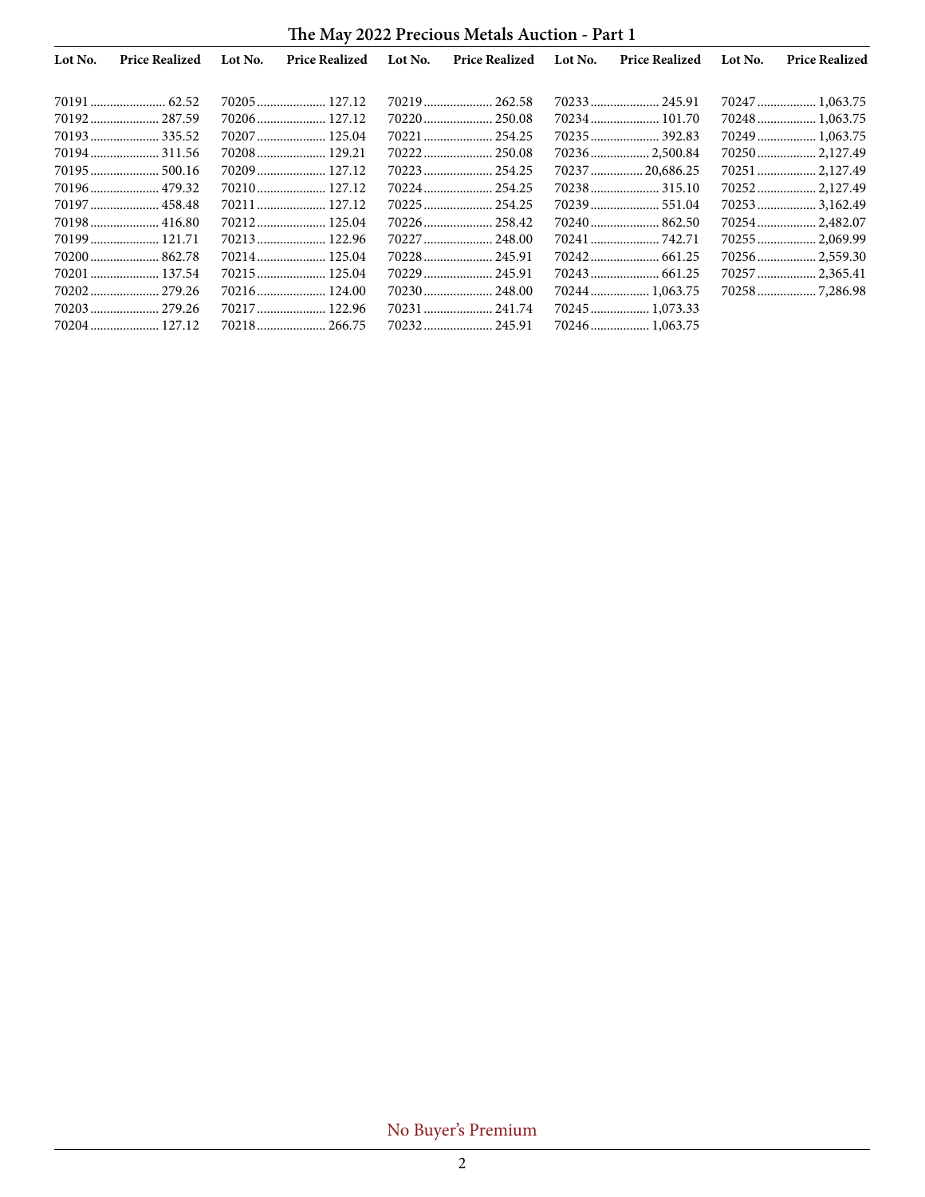# The May 2022 Precious Metals Auction - Part 1

| Lot No. | Price Realized | Lot No. | Price Realized | Lot No. | Price Realized | Lot No. | Price Realized | Lot No. | Price Realized |
|---|---|---|---|---|---|---|---|---|---|
| 70191 | 62.52 | 70205 | 127.12 | 70219 | 262.58 | 70233 | 245.91 | 70247 | 1,063.75 |
| 70192 | 287.59 | 70206 | 127.12 | 70220 | 250.08 | 70234 | 101.70 | 70248 | 1,063.75 |
| 70193 | 335.52 | 70207 | 125.04 | 70221 | 254.25 | 70235 | 392.83 | 70249 | 1,063.75 |
| 70194 | 311.56 | 70208 | 129.21 | 70222 | 250.08 | 70236 | 2,500.84 | 70250 | 2,127.49 |
| 70195 | 500.16 | 70209 | 127.12 | 70223 | 254.25 | 70237 | 20,686.25 | 70251 | 2,127.49 |
| 70196 | 479.32 | 70210 | 127.12 | 70224 | 254.25 | 70238 | 315.10 | 70252 | 2,127.49 |
| 70197 | 458.48 | 70211 | 127.12 | 70225 | 254.25 | 70239 | 551.04 | 70253 | 3,162.49 |
| 70198 | 416.80 | 70212 | 125.04 | 70226 | 258.42 | 70240 | 862.50 | 70254 | 2,482.07 |
| 70199 | 121.71 | 70213 | 122.96 | 70227 | 248.00 | 70241 | 742.71 | 70255 | 2,069.99 |
| 70200 | 862.78 | 70214 | 125.04 | 70228 | 245.91 | 70242 | 661.25 | 70256 | 2,559.30 |
| 70201 | 137.54 | 70215 | 125.04 | 70229 | 245.91 | 70243 | 661.25 | 70257 | 2,365.41 |
| 70202 | 279.26 | 70216 | 124.00 | 70230 | 248.00 | 70244 | 1,063.75 | 70258 | 7,286.98 |
| 70203 | 279.26 | 70217 | 122.96 | 70231 | 241.74 | 70245 | 1,073.33 | | |
| 70204 | 127.12 | 70218 | 266.75 | 70232 | 245.91 | 70246 | 1,063.75 | | |

No Buyer's Premium